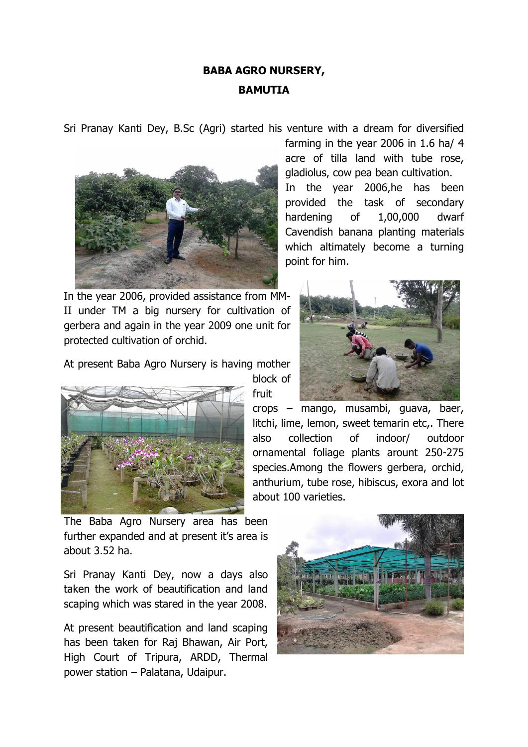**BABA AGRO NURSERY,**

**BAMUTIA**

Sri Pranay Kanti Dey, B.Sc (Agri) started his venture with a dream for diversified farming in the year 2006 in 1.6 ha/ 4 acre of tilla land with tube rose, gladiolus, cow pea bean cultivation.

In the year 2006,he has been provided the task of secondary hardening of 1,00,000 dwarf Cavendish banana planting materials which altimately become a turning point for him.

In the year 2006, provided assistance from MM-II under TM a big nursery for cultivation of gerbera and again in the year 2009 one unit for protected cultivation of orchid.

At present Baba Agro Nursery is having mother block of fruit crops – mango, musambi, guava, baer, litchi, lime, lemon, sweet temarin etc,. There also collection of indoor/ outdoor ornamental foliage plants arount 250-275 species.Among the flowers gerbera, orchid, anthurium, tube rose, hibiscus, exora and lot about 100 varieties.

The Baba Agro Nursery area has been further expanded and at present it's area is about 3.52 ha.

Sri Pranay Kanti Dey, now a days also taken the work of beautification and land scaping which was stared in the year 2008.

At present beautification and land scaping has been taken for Raj Bhawan, Air Port, High Court of Tripura, ARDD, Thermal power station – Palatana, Udaipur.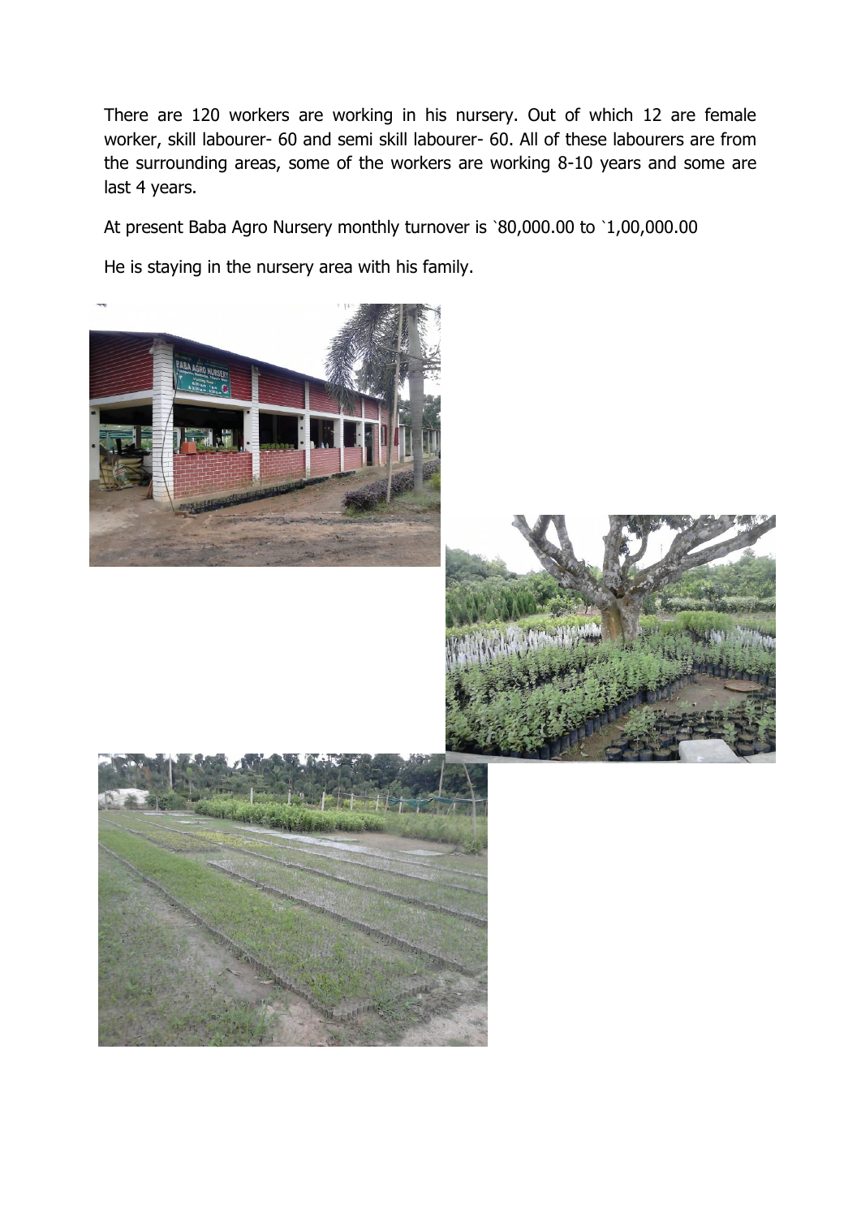There are 120 workers are working in his nursery. Out of which 12 are female worker, skill labourer- 60 and semi skill labourer- 60. All of these labourers are from the surrounding areas, some of the workers are working 8-10 years and some are last 4 years.

At present Baba Agro Nursery monthly turnover is `80,000.00 to `1,00,000.00

He is staying in the nursery area with his family.